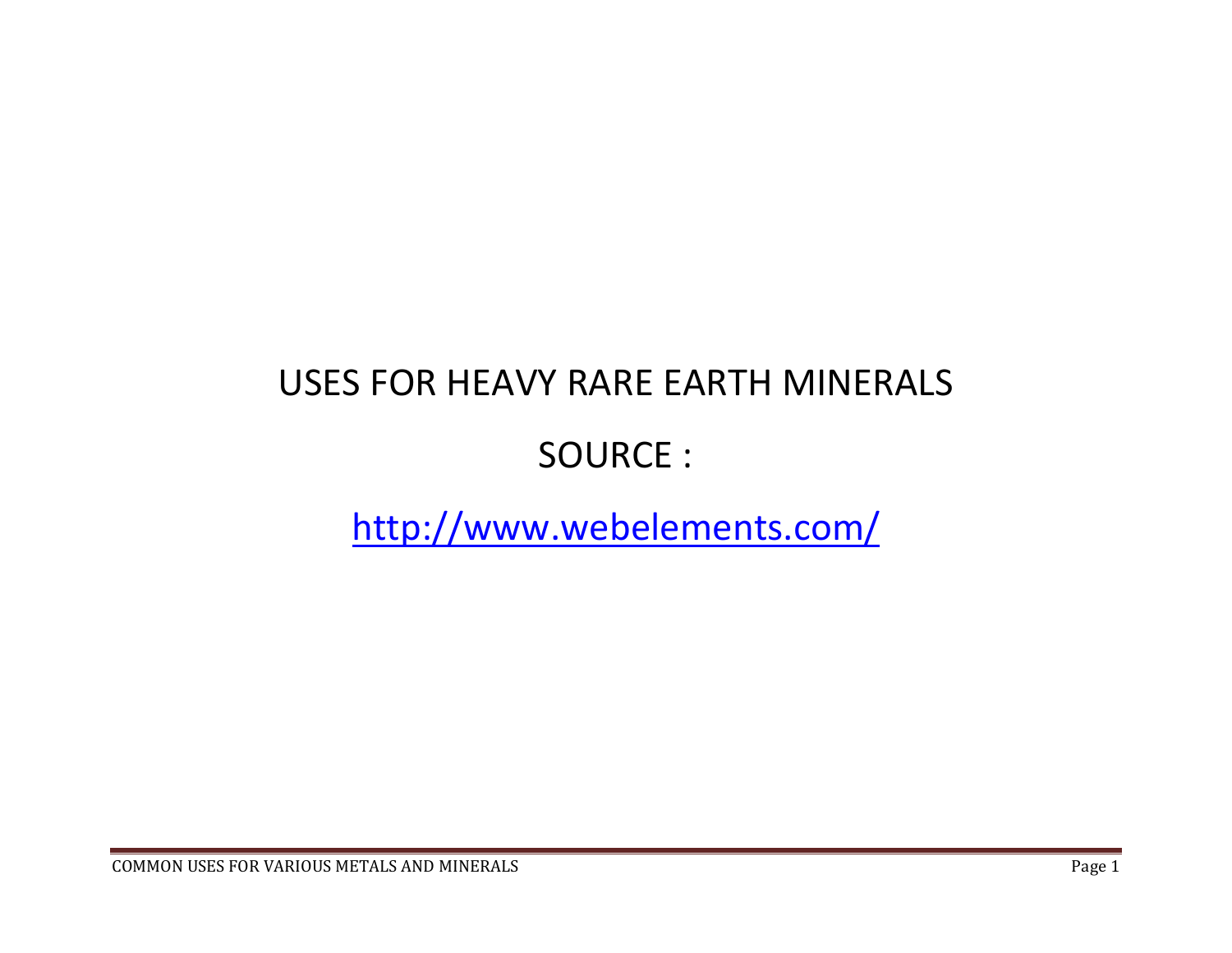# USES FOR HEAVY RARE EARTH MINERALS

SOURCE :

[http://www.webelements.com/](http://www.webelements.com/)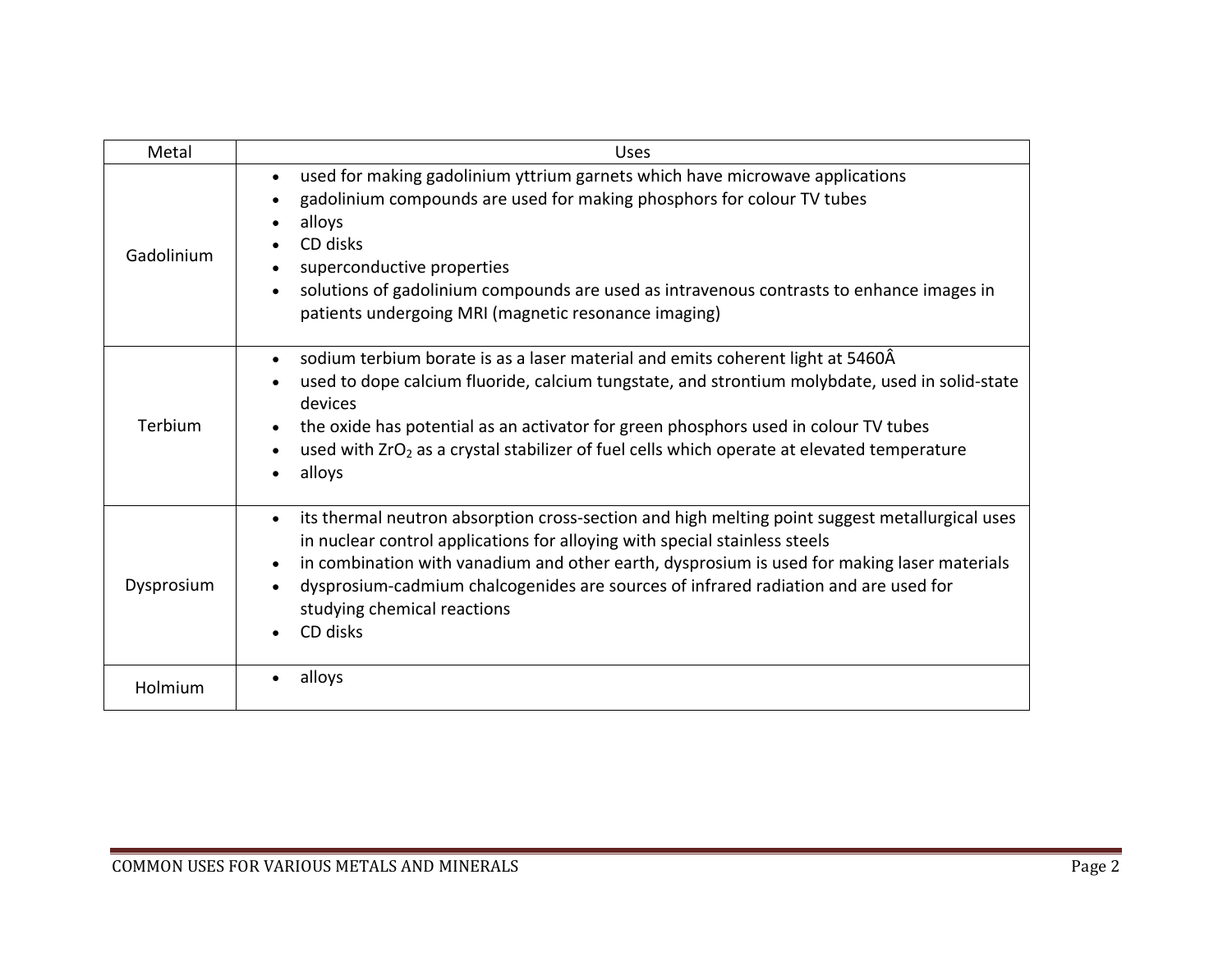| Metal | Uses |
| --- | --- |
| Gadolinium | • used for making gadolinium yttrium garnets which have microwave applications<br>• gadolinium compounds are used for making phosphors for colour TV tubes<br>• alloys<br>• CD disks<br>• superconductive properties<br>• solutions of gadolinium compounds are used as intravenous contrasts to enhance images in patients undergoing MRI (magnetic resonance imaging) |
| Terbium | • sodium terbium borate is as a laser material and emits coherent light at 5460Â<br>• used to dope calcium fluoride, calcium tungstate, and strontium molybdate, used in solid-state devices<br>• the oxide has potential as an activator for green phosphors used in colour TV tubes<br>• used with $ZrO_2$ as a crystal stabilizer of fuel cells which operate at elevated temperature<br>• alloys |
| Dysprosium | • its thermal neutron absorption cross-section and high melting point suggest metallurgical uses in nuclear control applications for alloying with special stainless steels<br>• in combination with vanadium and other earth, dysprosium is used for making laser materials<br>• dysprosium-cadmium chalcogenides are sources of infrared radiation and are used for studying chemical reactions<br>• CD disks |
| Holmium | • alloys |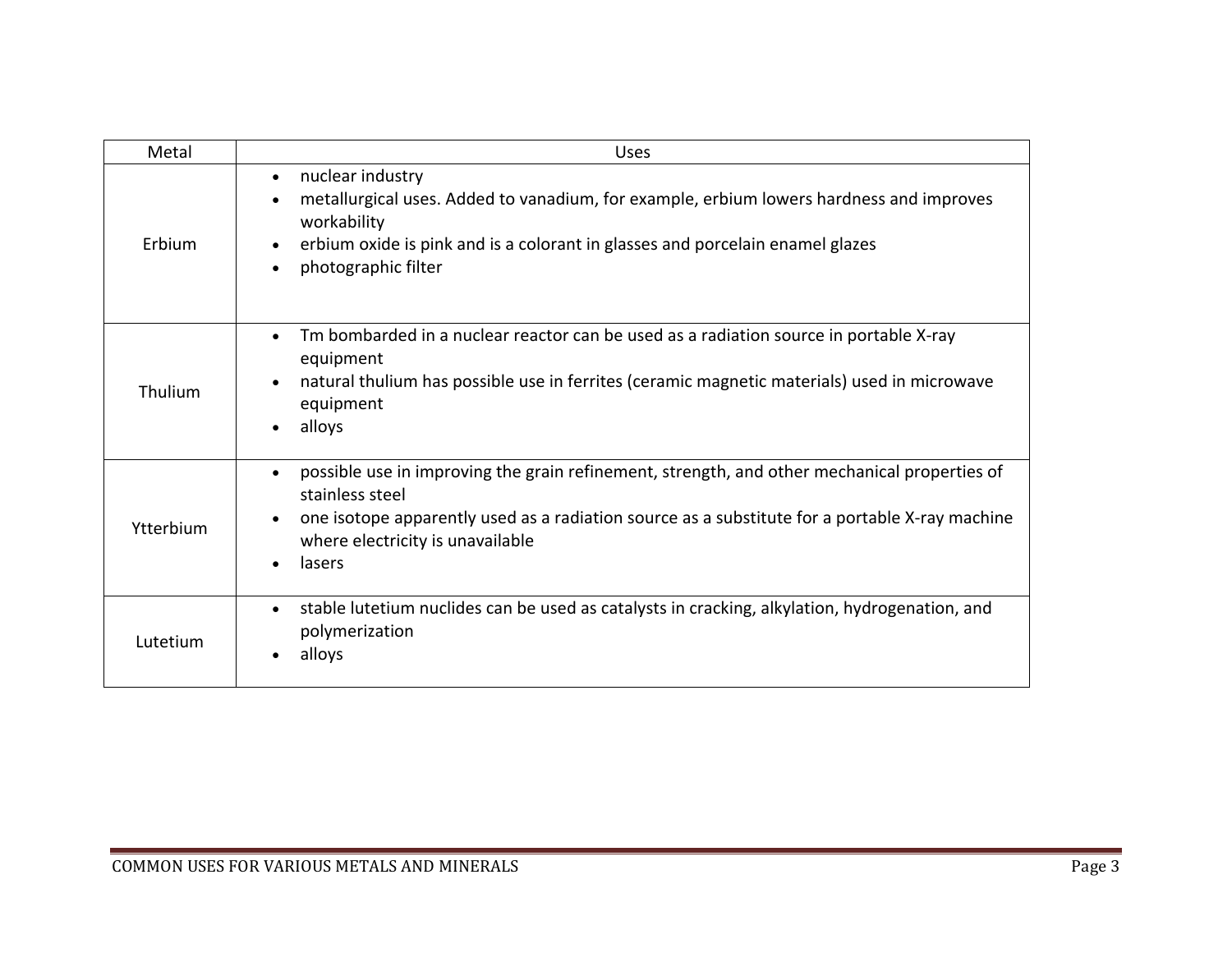| Metal | Uses |
| --- | --- |
| Erbium | • nuclear industry<br>• metallurgical uses. Added to vanadium, for example, erbium lowers hardness and improves workability<br>• erbium oxide is pink and is a colorant in glasses and porcelain enamel glazes<br>• photographic filter |
| Thulium | • Tm bombarded in a nuclear reactor can be used as a radiation source in portable X-ray equipment<br>• natural thulium has possible use in ferrites (ceramic magnetic materials) used in microwave equipment<br>• alloys |
| Ytterbium | • possible use in improving the grain refinement, strength, and other mechanical properties of stainless steel<br>• one isotope apparently used as a radiation source as a substitute for a portable X-ray machine where electricity is unavailable<br>• lasers |
| Lutetium | • stable lutetium nuclides can be used as catalysts in cracking, alkylation, hydrogenation, and polymerization<br>• alloys |